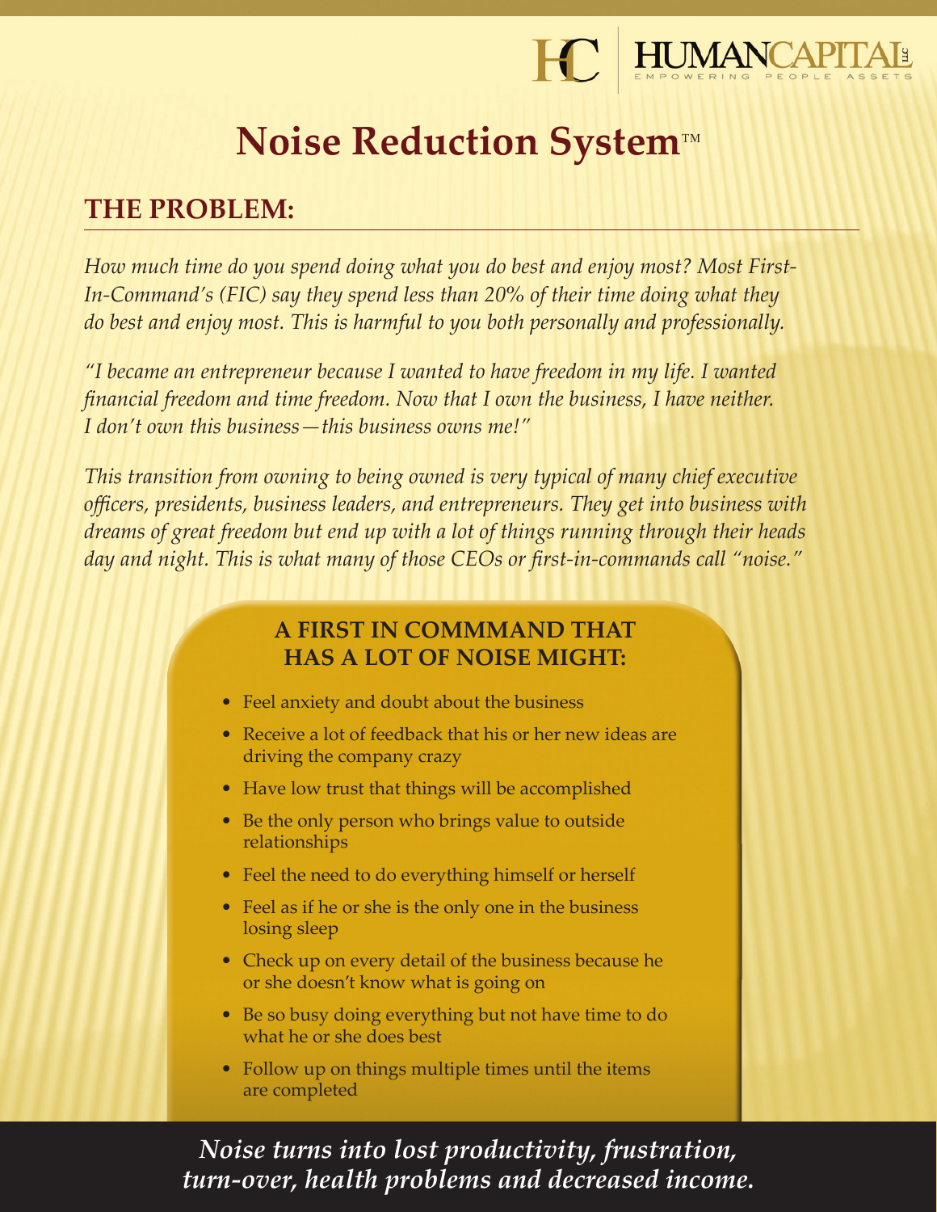HUMANCAPITAL LLC
EMPOWERING PEOPLE ASSETS

# Noise Reduction System™

## THE PROBLEM:

*How much time do you spend doing what you do best and enjoy most? Most First-In-Command's (FIC) say they spend less than 20% of their time doing what they do best and enjoy most. This is harmful to you both personally and professionally.*

*"I became an entrepreneur because I wanted to have freedom in my life. I wanted financial freedom and time freedom. Now that I own the business, I have neither. I don't own this business—this business owns me!"*

*This transition from owning to being owned is very typical of many chief executive officers, presidents, business leaders, and entrepreneurs. They get into business with dreams of great freedom but end up with a lot of things running through their heads day and night. This is what many of those CEOs or first-in-commands call "noise."*

### A FIRST IN COMMMAND THAT HAS A LOT OF NOISE MIGHT:

- Feel anxiety and doubt about the business
- Receive a lot of feedback that his or her new ideas are driving the company crazy
- Have low trust that things will be accomplished
- Be the only person who brings value to outside relationships
- Feel the need to do everything himself or herself
- Feel as if he or she is the only one in the business losing sleep
- Check up on every detail of the business because he or she doesn't know what is going on
- Be so busy doing everything but not have time to do what he or she does best
- Follow up on things multiple times until the items are completed

***Noise turns into lost productivity, frustration, turn-over, health problems and decreased income.***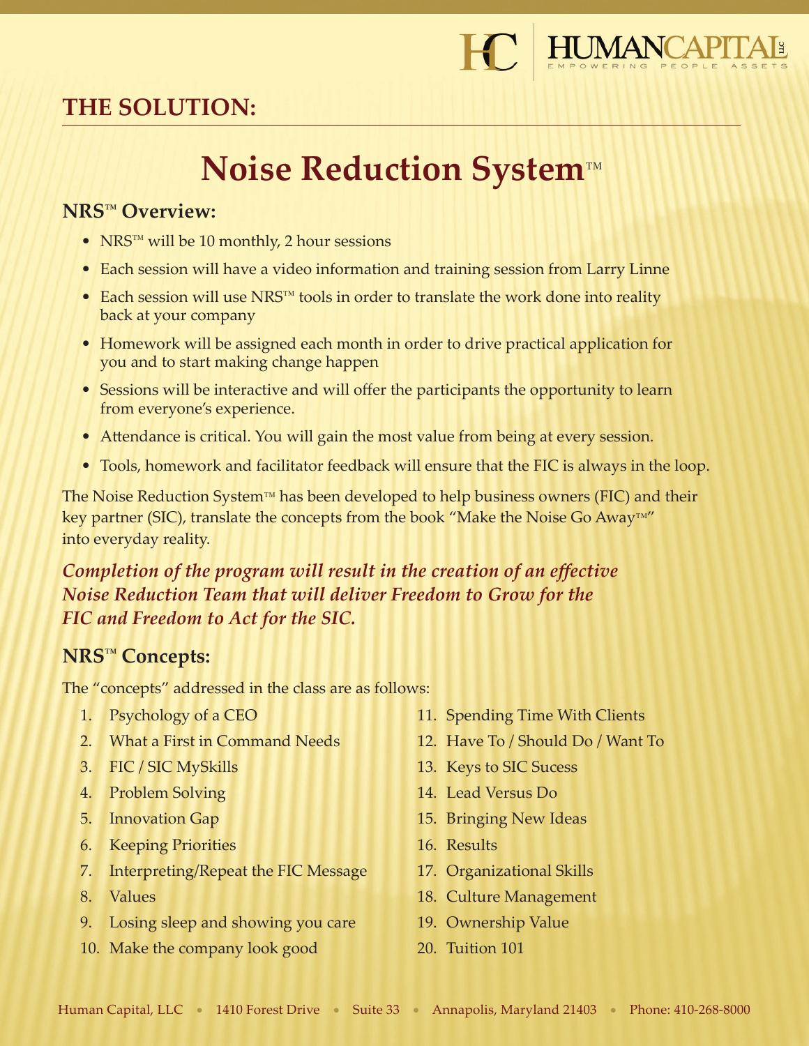## THE SOLUTION:

# Noise Reduction System™

### NRS™ Overview:

- NRS™ will be 10 monthly, 2 hour sessions
- Each session will have a video information and training session from Larry Linne
- Each session will use NRS™ tools in order to translate the work done into reality back at your company
- Homework will be assigned each month in order to drive practical application for you and to start making change happen
- Sessions will be interactive and will offer the participants the opportunity to learn from everyone's experience.
- Attendance is critical. You will gain the most value from being at every session.
- Tools, homework and facilitator feedback will ensure that the FIC is always in the loop.

The Noise Reduction System™ has been developed to help business owners (FIC) and their key partner (SIC), translate the concepts from the book "Make the Noise Go Away™" into everyday reality.

***Completion of the program will result in the creation of an effective Noise Reduction Team that will deliver Freedom to Grow for the FIC and Freedom to Act for the SIC.***

### NRS™ Concepts:

The "concepts" addressed in the class are as follows:

1. Psychology of a CEO
2. What a First in Command Needs
3. FIC / SIC MySkills
4. Problem Solving
5. Innovation Gap
6. Keeping Priorities
7. Interpreting/Repeat the FIC Message
8. Values
9. Losing sleep and showing you care
10. Make the company look good
11. Spending Time With Clients
12. Have To / Should Do / Want To
13. Keys to SIC Sucess
14. Lead Versus Do
15. Bringing New Ideas
16. Results
17. Organizational Skills
18. Culture Management
19. Ownership Value
20. Tuition 101

Human Capital, LLC • 1410 Forest Drive • Suite 33 • Annapolis, Maryland 21403 • Phone: 410-268-8000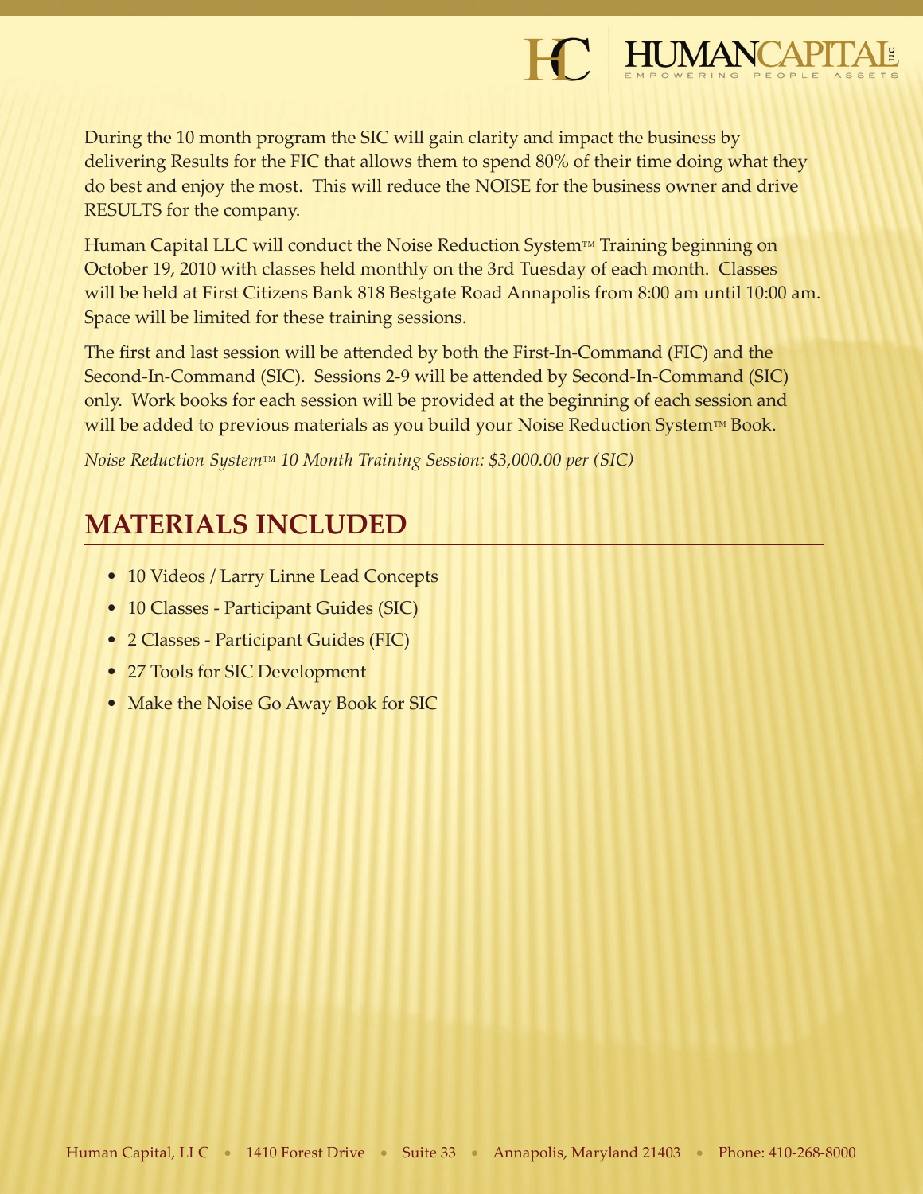During the 10 month program the SIC will gain clarity and impact the business by delivering Results for the FIC that allows them to spend 80% of their time doing what they do best and enjoy the most. This will reduce the NOISE for the business owner and drive RESULTS for the company.

Human Capital LLC will conduct the Noise Reduction System™ Training beginning on October 19, 2010 with classes held monthly on the 3rd Tuesday of each month. Classes will be held at First Citizens Bank 818 Bestgate Road Annapolis from 8:00 am until 10:00 am. Space will be limited for these training sessions.

The first and last session will be attended by both the First-In-Command (FIC) and the Second-In-Command (SIC). Sessions 2-9 will be attended by Second-In-Command (SIC) only. Work books for each session will be provided at the beginning of each session and will be added to previous materials as you build your Noise Reduction System™ Book.

*Noise Reduction System™ 10 Month Training Session: $3,000.00 per (SIC)*

## MATERIALS INCLUDED

- 10 Videos / Larry Linne Lead Concepts
- 10 Classes - Participant Guides (SIC)
- 2 Classes - Participant Guides (FIC)
- 27 Tools for SIC Development
- Make the Noise Go Away Book for SIC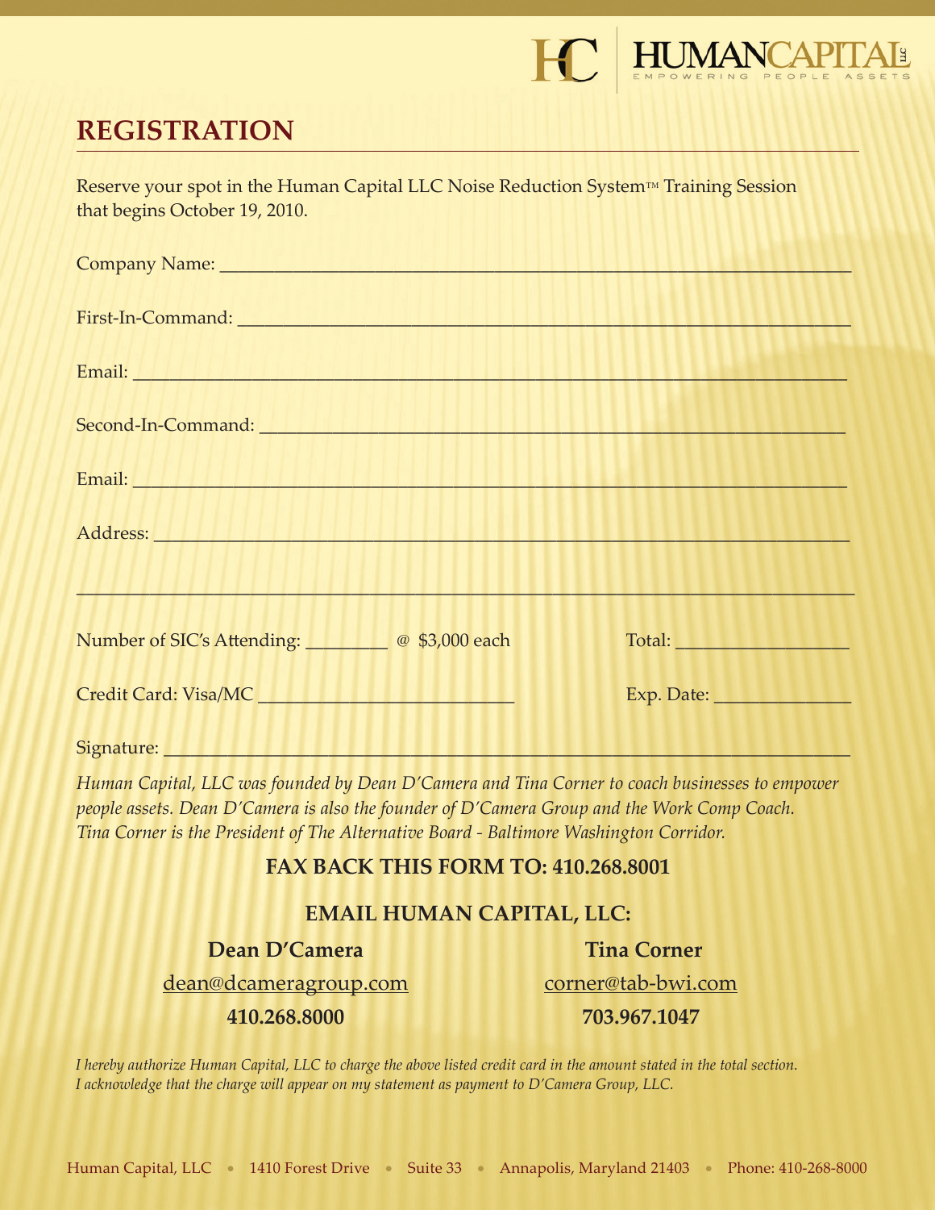HC | HUMANCAPITAL LLC
EMPOWERING PEOPLE ASSETS

# REGISTRATION

Reserve your spot in the Human Capital LLC Noise Reduction System™ Training Session that begins October 19, 2010.

Company Name: ______________________________________________

First-In-Command: ______________________________________________

Email: ______________________________________________

Second-In-Command: ______________________________________________

Email: ______________________________________________

Address: ______________________________________________

______________________________________________

Number of SIC's Attending: ________ @ $3,000 each    Total: ________________

Credit Card: Visa/MC __________________________    Exp. Date: ______________

Signature: ______________________________________________

*Human Capital, LLC was founded by Dean D'Camera and Tina Corner to coach businesses to empower people assets. Dean D'Camera is also the founder of D'Camera Group and the Work Comp Coach. Tina Corner is the President of The Alternative Board - Baltimore Washington Corridor.*

**FAX BACK THIS FORM TO: 410.268.8001**

**EMAIL HUMAN CAPITAL, LLC:**

**Dean D'Camera**
dean@dcameragroup.com
**410.268.8000**

**Tina Corner**
corner@tab-bwi.com
**703.967.1047**

*I hereby authorize Human Capital, LLC to charge the above listed credit card in the amount stated in the total section. I acknowledge that the charge will appear on my statement as payment to D'Camera Group, LLC.*

Human Capital, LLC • 1410 Forest Drive • Suite 33 • Annapolis, Maryland 21403 • Phone: 410-268-8000